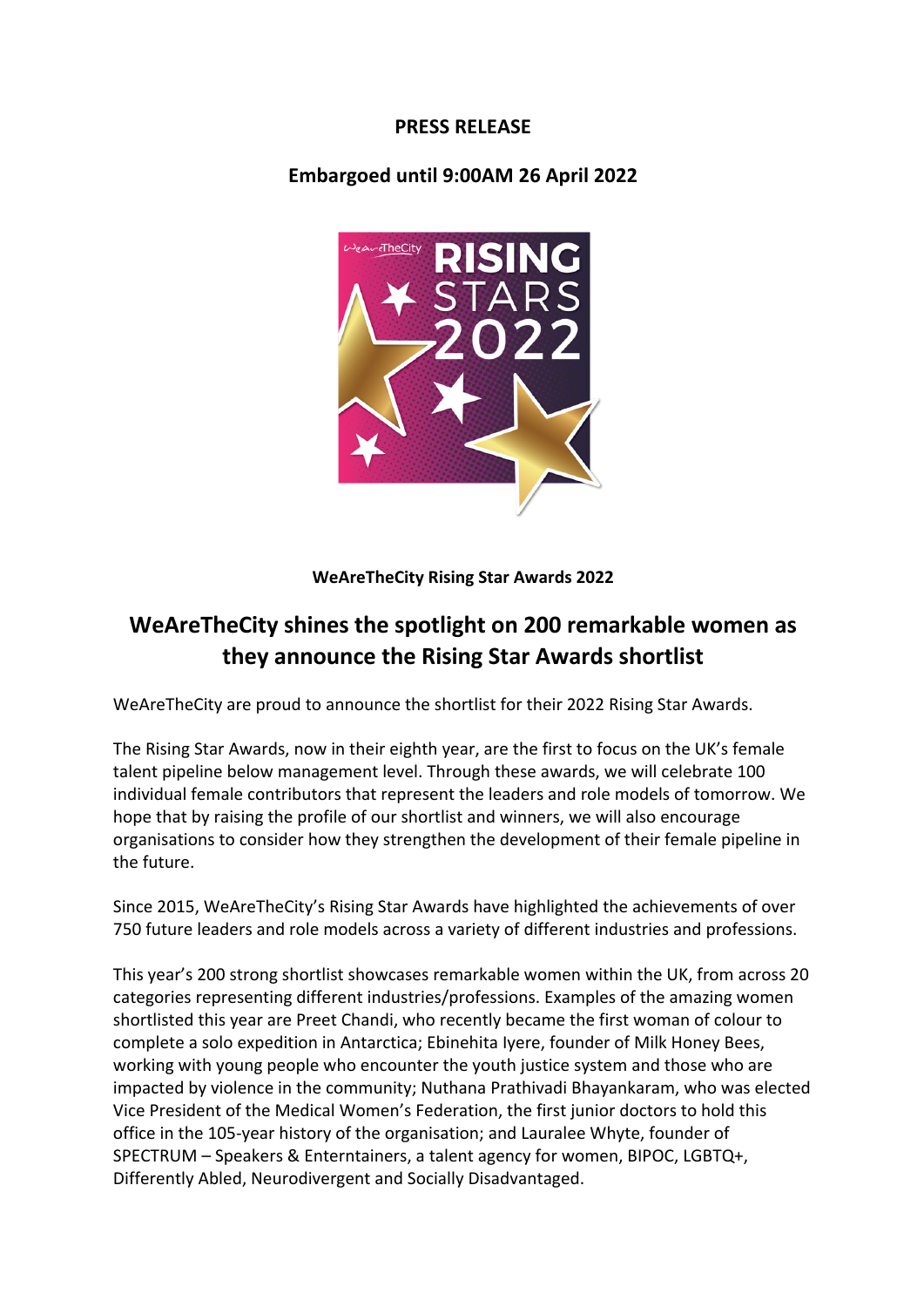**PRESS RELEASE**

**Embargoed until 9:00AM 26 April 2022**

**WeAreTheCity Rising Star Awards 2022**

# WeAreTheCity shines the spotlight on 200 remarkable women as they announce the Rising Star Awards shortlist

WeAreTheCity are proud to announce the shortlist for their 2022 Rising Star Awards.

The Rising Star Awards, now in their eighth year, are the first to focus on the UK's female talent pipeline below management level. Through these awards, we will celebrate 100 individual female contributors that represent the leaders and role models of tomorrow. We hope that by raising the profile of our shortlist and winners, we will also encourage organisations to consider how they strengthen the development of their female pipeline in the future.

Since 2015, WeAreTheCity's Rising Star Awards have highlighted the achievements of over 750 future leaders and role models across a variety of different industries and professions.

This year's 200 strong shortlist showcases remarkable women within the UK, from across 20 categories representing different industries/professions. Examples of the amazing women shortlisted this year are Preet Chandi, who recently became the first woman of colour to complete a solo expedition in Antarctica; Ebinehita Iyere, founder of Milk Honey Bees, working with young people who encounter the youth justice system and those who are impacted by violence in the community; Nuthana Prathivadi Bhayankaram, who was elected Vice President of the Medical Women's Federation, the first junior doctors to hold this office in the 105-year history of the organisation; and Lauralee Whyte, founder of SPECTRUM – Speakers & Enterntainers, a talent agency for women, BIPOC, LGBTQ+, Differently Abled, Neurodivergent and Socially Disadvantaged.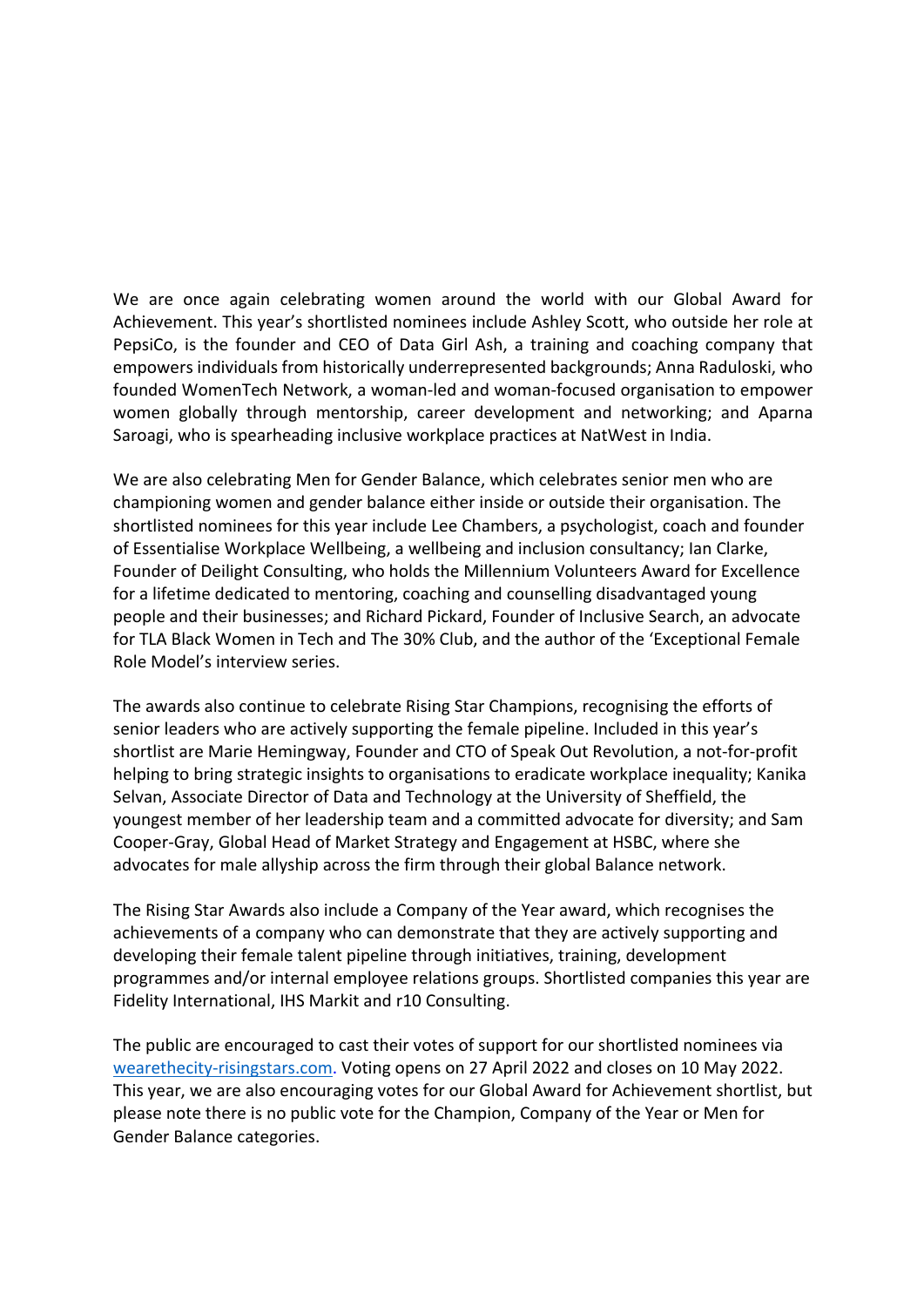We are once again celebrating women around the world with our Global Award for Achievement. This year's shortlisted nominees include Ashley Scott, who outside her role at PepsiCo, is the founder and CEO of Data Girl Ash, a training and coaching company that empowers individuals from historically underrepresented backgrounds; Anna Raduloski, who founded WomenTech Network, a woman-led and woman-focused organisation to empower women globally through mentorship, career development and networking; and Aparna Saroagi, who is spearheading inclusive workplace practices at NatWest in India.

We are also celebrating Men for Gender Balance, which celebrates senior men who are championing women and gender balance either inside or outside their organisation. The shortlisted nominees for this year include Lee Chambers, a psychologist, coach and founder of Essentialise Workplace Wellbeing, a wellbeing and inclusion consultancy; Ian Clarke, Founder of Deilight Consulting, who holds the Millennium Volunteers Award for Excellence for a lifetime dedicated to mentoring, coaching and counselling disadvantaged young people and their businesses; and Richard Pickard, Founder of Inclusive Search, an advocate for TLA Black Women in Tech and The 30% Club, and the author of the 'Exceptional Female Role Model's interview series.

The awards also continue to celebrate Rising Star Champions, recognising the efforts of senior leaders who are actively supporting the female pipeline. Included in this year's shortlist are Marie Hemingway, Founder and CTO of Speak Out Revolution, a not-for-profit helping to bring strategic insights to organisations to eradicate workplace inequality; Kanika Selvan, Associate Director of Data and Technology at the University of Sheffield, the youngest member of her leadership team and a committed advocate for diversity; and Sam Cooper-Gray, Global Head of Market Strategy and Engagement at HSBC, where she advocates for male allyship across the firm through their global Balance network.

The Rising Star Awards also include a Company of the Year award, which recognises the achievements of a company who can demonstrate that they are actively supporting and developing their female talent pipeline through initiatives, training, development programmes and/or internal employee relations groups. Shortlisted companies this year are Fidelity International, IHS Markit and r10 Consulting.

The public are encouraged to cast their votes of support for our shortlisted nominees via [wearethecity-risingstars.com](wearethecity-risingstars.com). Voting opens on 27 April 2022 and closes on 10 May 2022. This year, we are also encouraging votes for our Global Award for Achievement shortlist, but please note there is no public vote for the Champion, Company of the Year or Men for Gender Balance categories.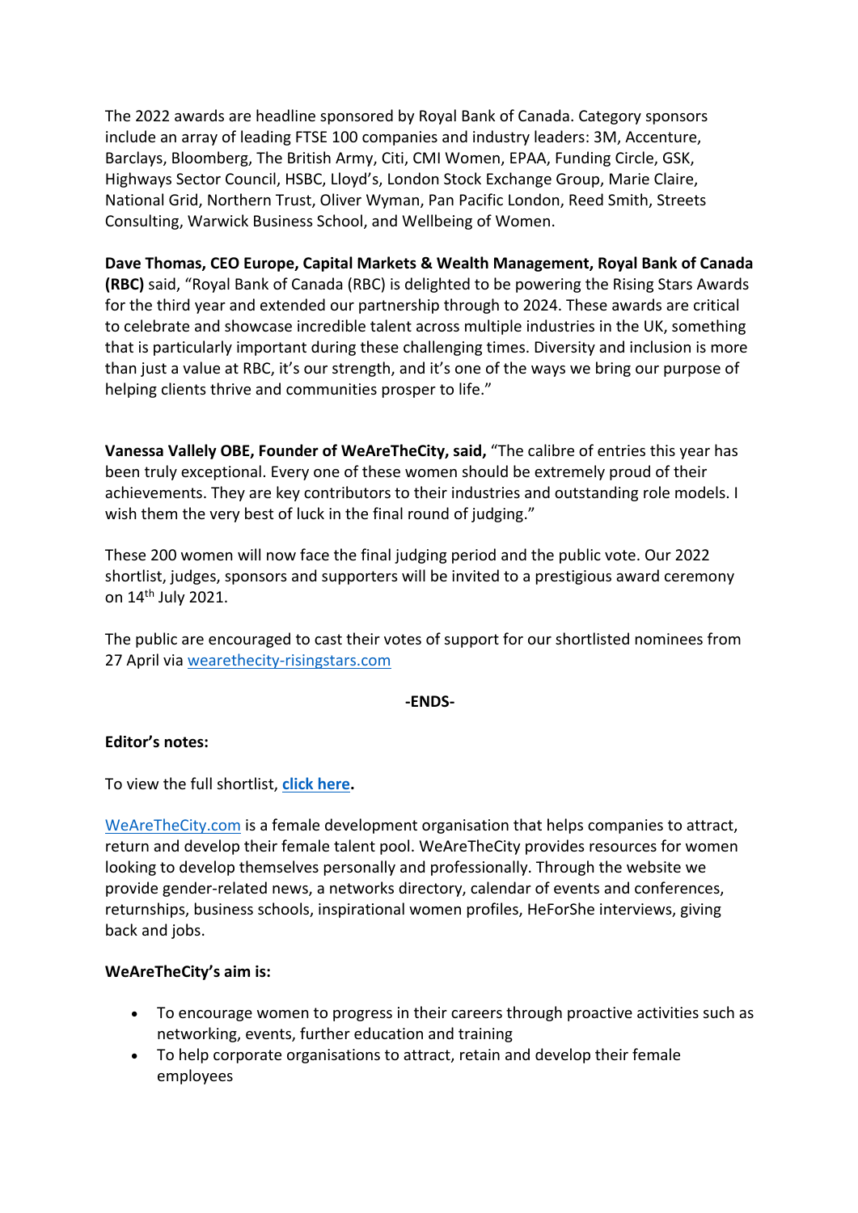The 2022 awards are headline sponsored by Royal Bank of Canada. Category sponsors include an array of leading FTSE 100 companies and industry leaders: 3M, Accenture, Barclays, Bloomberg, The British Army, Citi, CMI Women, EPAA, Funding Circle, GSK, Highways Sector Council, HSBC, Lloyd's, London Stock Exchange Group, Marie Claire, National Grid, Northern Trust, Oliver Wyman, Pan Pacific London, Reed Smith, Streets Consulting, Warwick Business School, and Wellbeing of Women.

**Dave Thomas, CEO Europe, Capital Markets & Wealth Management, Royal Bank of Canada (RBC)** said, "Royal Bank of Canada (RBC) is delighted to be powering the Rising Stars Awards for the third year and extended our partnership through to 2024. These awards are critical to celebrate and showcase incredible talent across multiple industries in the UK, something that is particularly important during these challenging times. Diversity and inclusion is more than just a value at RBC, it's our strength, and it's one of the ways we bring our purpose of helping clients thrive and communities prosper to life."

**Vanessa Vallely OBE, Founder of WeAreTheCity, said,** "The calibre of entries this year has been truly exceptional. Every one of these women should be extremely proud of their achievements. They are key contributors to their industries and outstanding role models. I wish them the very best of luck in the final round of judging."

These 200 women will now face the final judging period and the public vote. Our 2022 shortlist, judges, sponsors and supporters will be invited to a prestigious award ceremony on 14th July 2021.

The public are encouraged to cast their votes of support for our shortlisted nominees from 27 April via wearethecity-risingstars.com

**-ENDS-**

**Editor's notes:**

To view the full shortlist, **click here.**

WeAreTheCity.com is a female development organisation that helps companies to attract, return and develop their female talent pool. WeAreTheCity provides resources for women looking to develop themselves personally and professionally. Through the website we provide gender-related news, a networks directory, calendar of events and conferences, returnships, business schools, inspirational women profiles, HeForShe interviews, giving back and jobs.

**WeAreTheCity's aim is:**

- To encourage women to progress in their careers through proactive activities such as networking, events, further education and training
- To help corporate organisations to attract, retain and develop their female employees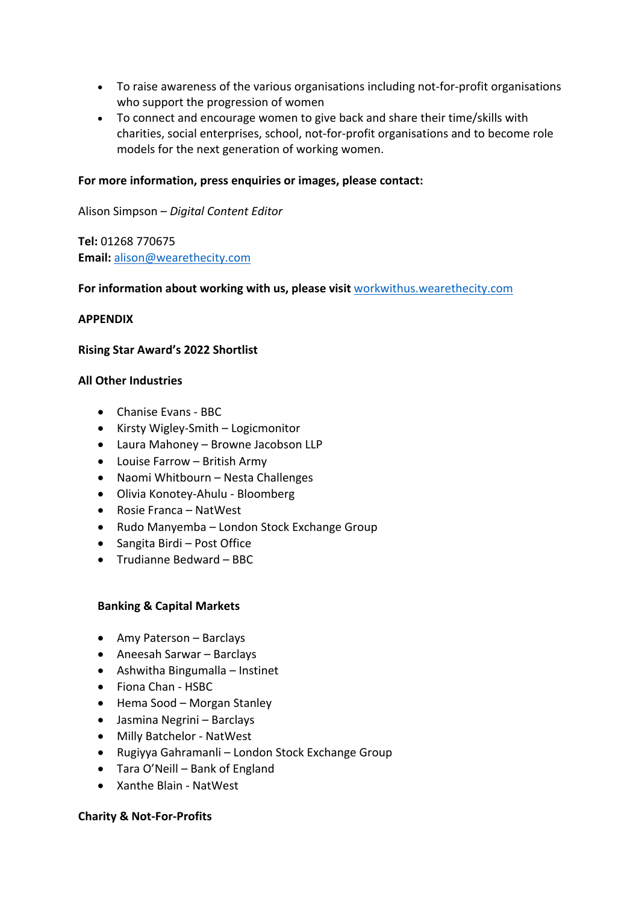- To raise awareness of the various organisations including not-for-profit organisations who support the progression of women
- To connect and encourage women to give back and share their time/skills with charities, social enterprises, school, not-for-profit organisations and to become role models for the next generation of working women.

**For more information, press enquiries or images, please contact:**

Alison Simpson – *Digital Content Editor*

**Tel:** 01268 770675
**Email:** alison@wearethecity.com

**For information about working with us, please visit** workwithus.wearethecity.com

**APPENDIX**

**Rising Star Award's 2022 Shortlist**

**All Other Industries**

- Chanise Evans - BBC
- Kirsty Wigley-Smith – Logicmonitor
- Laura Mahoney – Browne Jacobson LLP
- Louise Farrow – British Army
- Naomi Whitbourn – Nesta Challenges
- Olivia Konotey-Ahulu - Bloomberg
- Rosie Franca – NatWest
- Rudo Manyemba – London Stock Exchange Group
- Sangita Birdi – Post Office
- Trudianne Bedward – BBC

**Banking & Capital Markets**

- Amy Paterson – Barclays
- Aneesah Sarwar – Barclays
- Ashwitha Bingumalla – Instinet
- Fiona Chan - HSBC
- Hema Sood – Morgan Stanley
- Jasmina Negrini – Barclays
- Milly Batchelor - NatWest
- Rugiyya Gahramanli – London Stock Exchange Group
- Tara O'Neill – Bank of England
- Xanthe Blain - NatWest

**Charity & Not-For-Profits**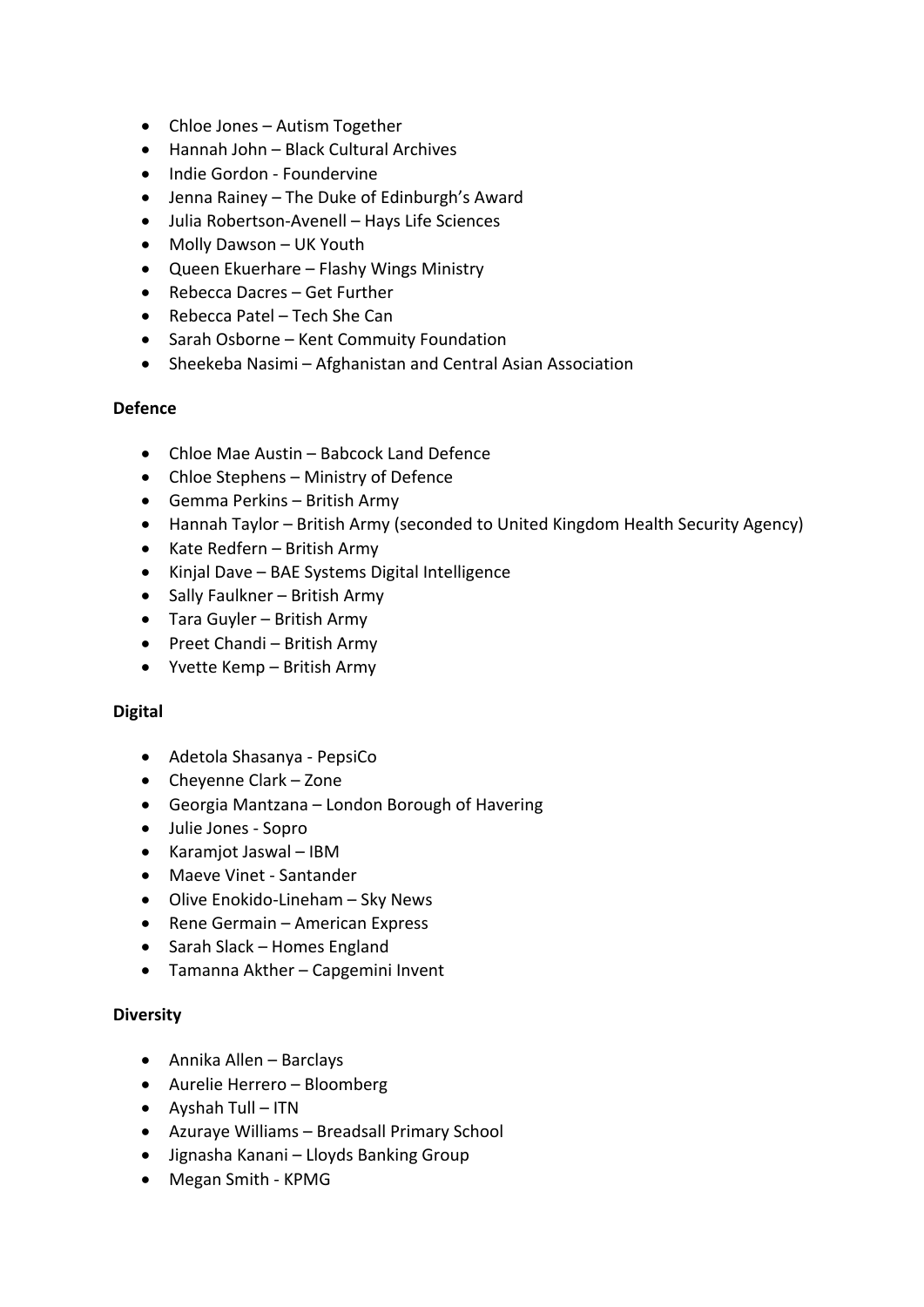- Chloe Jones – Autism Together
- Hannah John – Black Cultural Archives
- Indie Gordon - Foundervine
- Jenna Rainey – The Duke of Edinburgh's Award
- Julia Robertson-Avenell – Hays Life Sciences
- Molly Dawson – UK Youth
- Queen Ekuerhare – Flashy Wings Ministry
- Rebecca Dacres – Get Further
- Rebecca Patel – Tech She Can
- Sarah Osborne – Kent Commuity Foundation
- Sheekeba Nasimi – Afghanistan and Central Asian Association

**Defence**

- Chloe Mae Austin – Babcock Land Defence
- Chloe Stephens – Ministry of Defence
- Gemma Perkins – British Army
- Hannah Taylor – British Army (seconded to United Kingdom Health Security Agency)
- Kate Redfern – British Army
- Kinjal Dave – BAE Systems Digital Intelligence
- Sally Faulkner – British Army
- Tara Guyler – British Army
- Preet Chandi – British Army
- Yvette Kemp – British Army

**Digital**

- Adetola Shasanya - PepsiCo
- Cheyenne Clark – Zone
- Georgia Mantzana – London Borough of Havering
- Julie Jones - Sopro
- Karamjot Jaswal – IBM
- Maeve Vinet - Santander
- Olive Enokido-Lineham – Sky News
- Rene Germain – American Express
- Sarah Slack – Homes England
- Tamanna Akther – Capgemini Invent

**Diversity**

- Annika Allen – Barclays
- Aurelie Herrero – Bloomberg
- Ayshah Tull – ITN
- Azuraye Williams – Breadsall Primary School
- Jignasha Kanani – Lloyds Banking Group
- Megan Smith - KPMG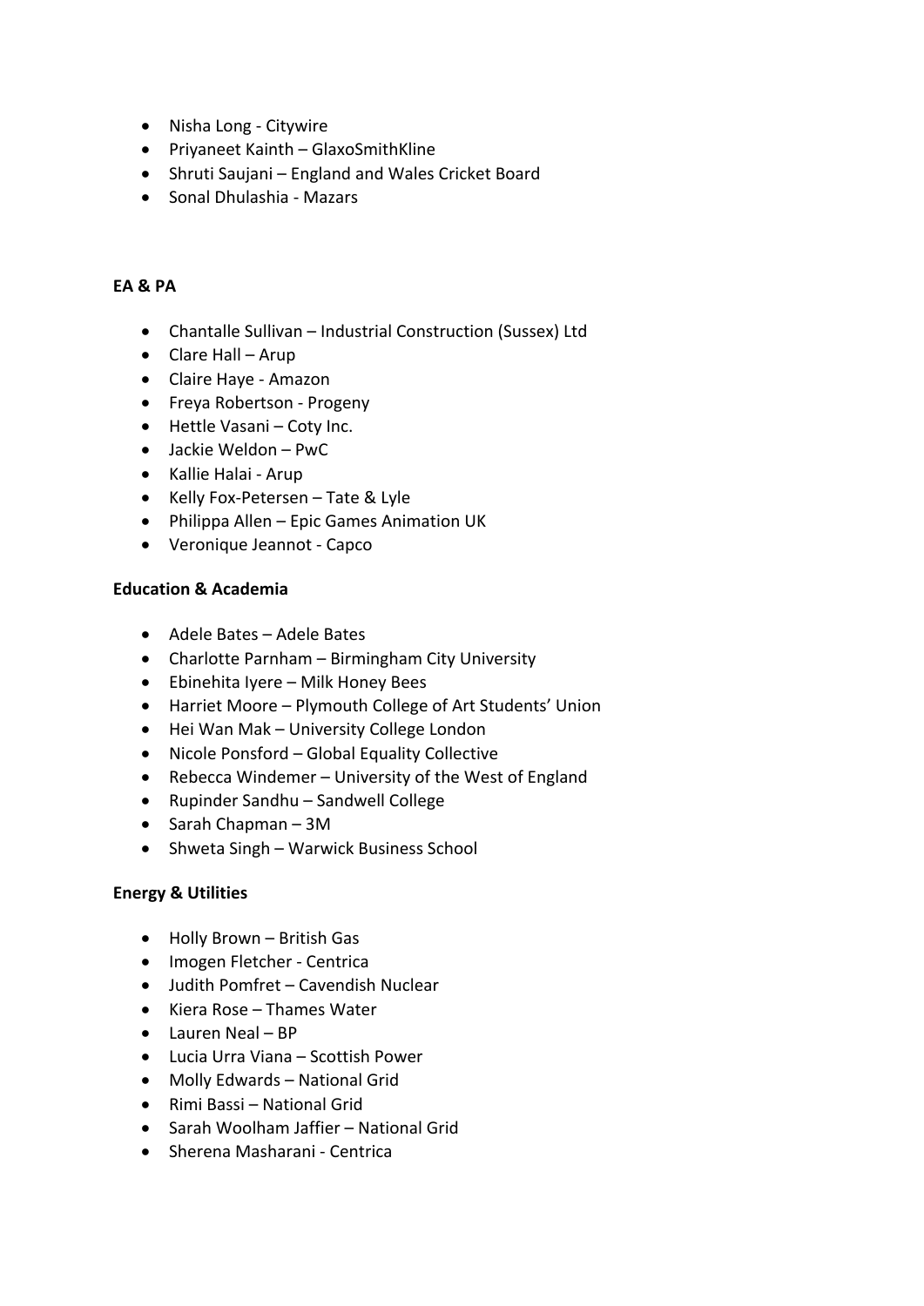- Nisha Long - Citywire
- Priyaneet Kainth – GlaxoSmithKline
- Shruti Saujani – England and Wales Cricket Board
- Sonal Dhulashia - Mazars

**EA & PA**

- Chantalle Sullivan – Industrial Construction (Sussex) Ltd
- Clare Hall – Arup
- Claire Haye - Amazon
- Freya Robertson - Progeny
- Hettle Vasani – Coty Inc.
- Jackie Weldon – PwC
- Kallie Halai - Arup
- Kelly Fox-Petersen – Tate & Lyle
- Philippa Allen – Epic Games Animation UK
- Veronique Jeannot - Capco

**Education & Academia**

- Adele Bates – Adele Bates
- Charlotte Parnham – Birmingham City University
- Ebinehita Iyere – Milk Honey Bees
- Harriet Moore – Plymouth College of Art Students' Union
- Hei Wan Mak – University College London
- Nicole Ponsford – Global Equality Collective
- Rebecca Windemer – University of the West of England
- Rupinder Sandhu – Sandwell College
- Sarah Chapman – 3M
- Shweta Singh – Warwick Business School

**Energy & Utilities**

- Holly Brown – British Gas
- Imogen Fletcher - Centrica
- Judith Pomfret – Cavendish Nuclear
- Kiera Rose – Thames Water
- Lauren Neal – BP
- Lucia Urra Viana – Scottish Power
- Molly Edwards – National Grid
- Rimi Bassi – National Grid
- Sarah Woolham Jaffier – National Grid
- Sherena Masharani - Centrica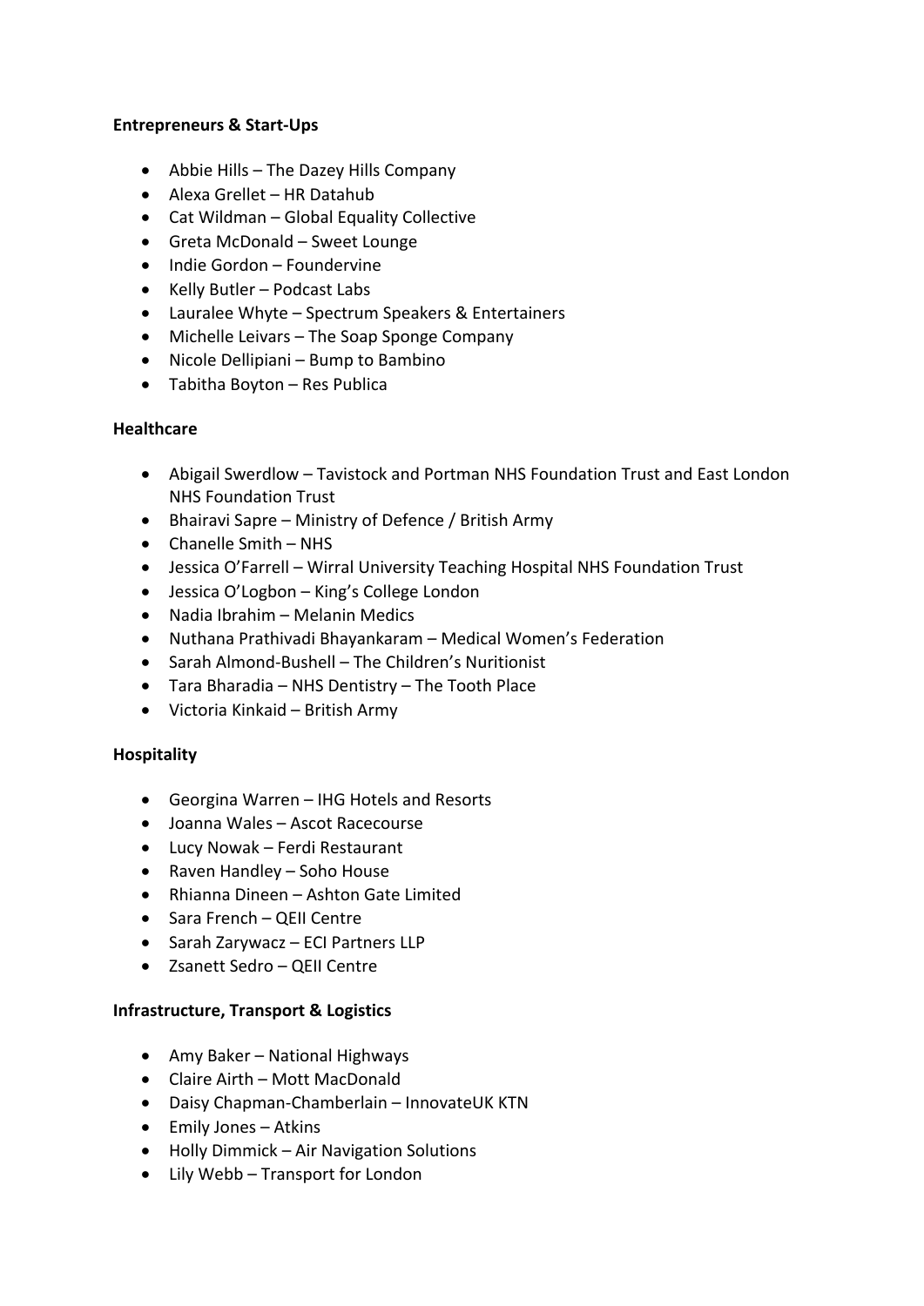**Entrepreneurs & Start-Ups**

- Abbie Hills – The Dazey Hills Company
- Alexa Grellet – HR Datahub
- Cat Wildman – Global Equality Collective
- Greta McDonald – Sweet Lounge
- Indie Gordon – Foundervine
- Kelly Butler – Podcast Labs
- Lauralee Whyte – Spectrum Speakers & Entertainers
- Michelle Leivars – The Soap Sponge Company
- Nicole Dellipiani – Bump to Bambino
- Tabitha Boyton – Res Publica

**Healthcare**

- Abigail Swerdlow – Tavistock and Portman NHS Foundation Trust and East London NHS Foundation Trust
- Bhairavi Sapre – Ministry of Defence / British Army
- Chanelle Smith – NHS
- Jessica O'Farrell – Wirral University Teaching Hospital NHS Foundation Trust
- Jessica O'Logbon – King's College London
- Nadia Ibrahim – Melanin Medics
- Nuthana Prathivadi Bhayankaram – Medical Women's Federation
- Sarah Almond-Bushell – The Children's Nuritionist
- Tara Bharadia – NHS Dentistry – The Tooth Place
- Victoria Kinkaid – British Army

**Hospitality**

- Georgina Warren – IHG Hotels and Resorts
- Joanna Wales – Ascot Racecourse
- Lucy Nowak – Ferdi Restaurant
- Raven Handley – Soho House
- Rhianna Dineen – Ashton Gate Limited
- Sara French – QEII Centre
- Sarah Zarywacz – ECI Partners LLP
- Zsanett Sedro – QEII Centre

**Infrastructure, Transport & Logistics**

- Amy Baker – National Highways
- Claire Airth – Mott MacDonald
- Daisy Chapman-Chamberlain – InnovateUK KTN
- Emily Jones – Atkins
- Holly Dimmick – Air Navigation Solutions
- Lily Webb – Transport for London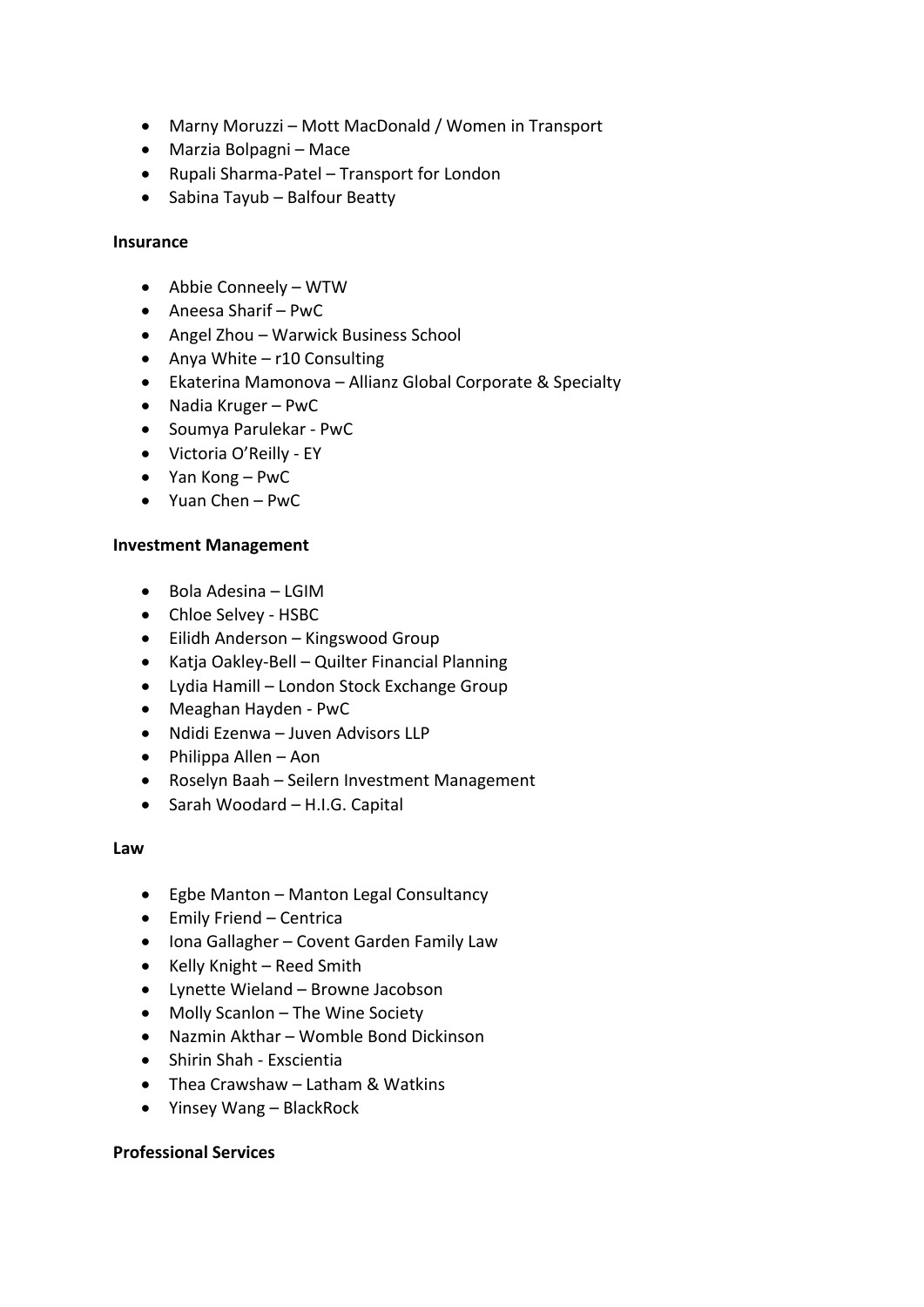- Marny Moruzzi – Mott MacDonald / Women in Transport
- Marzia Bolpagni – Mace
- Rupali Sharma-Patel – Transport for London
- Sabina Tayub – Balfour Beatty

**Insurance**

- Abbie Conneely – WTW
- Aneesa Sharif – PwC
- Angel Zhou – Warwick Business School
- Anya White – r10 Consulting
- Ekaterina Mamonova – Allianz Global Corporate & Specialty
- Nadia Kruger – PwC
- Soumya Parulekar - PwC
- Victoria O'Reilly - EY
- Yan Kong – PwC
- Yuan Chen – PwC

**Investment Management**

- Bola Adesina – LGIM
- Chloe Selvey - HSBC
- Eilidh Anderson – Kingswood Group
- Katja Oakley-Bell – Quilter Financial Planning
- Lydia Hamill – London Stock Exchange Group
- Meaghan Hayden - PwC
- Ndidi Ezenwa – Juven Advisors LLP
- Philippa Allen – Aon
- Roselyn Baah – Seilern Investment Management
- Sarah Woodard – H.I.G. Capital

**Law**

- Egbe Manton – Manton Legal Consultancy
- Emily Friend – Centrica
- Iona Gallagher – Covent Garden Family Law
- Kelly Knight – Reed Smith
- Lynette Wieland – Browne Jacobson
- Molly Scanlon – The Wine Society
- Nazmin Akthar – Womble Bond Dickinson
- Shirin Shah - Exscientia
- Thea Crawshaw – Latham & Watkins
- Yinsey Wang – BlackRock

**Professional Services**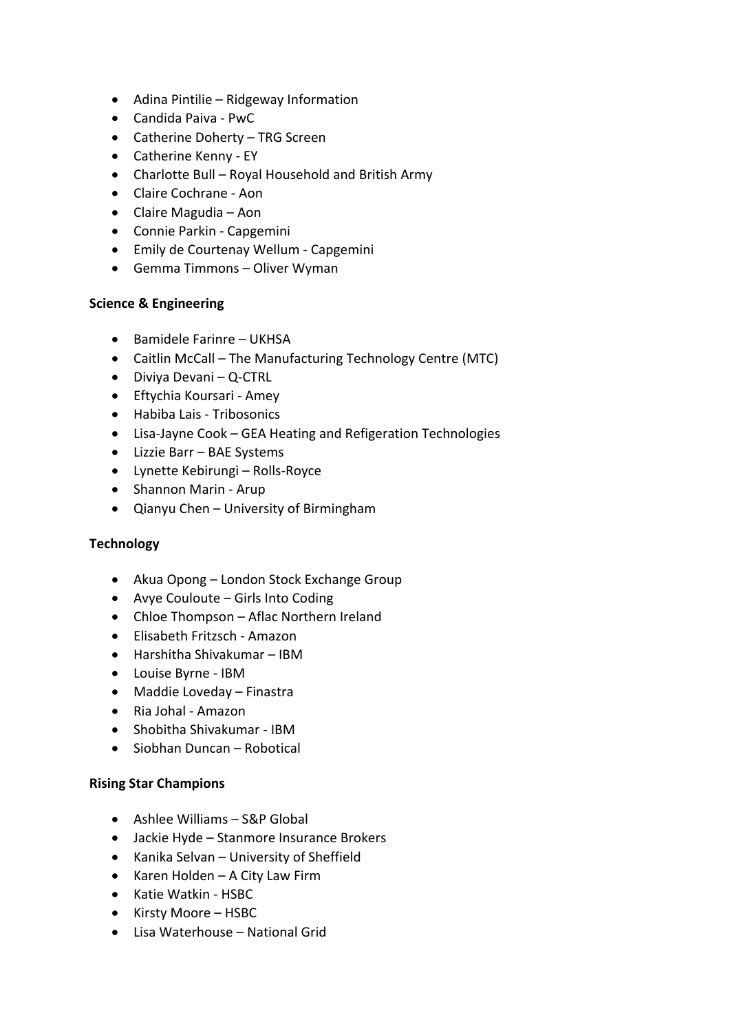- Adina Pintilie – Ridgeway Information
- Candida Paiva - PwC
- Catherine Doherty – TRG Screen
- Catherine Kenny - EY
- Charlotte Bull – Royal Household and British Army
- Claire Cochrane - Aon
- Claire Magudia – Aon
- Connie Parkin - Capgemini
- Emily de Courtenay Wellum - Capgemini
- Gemma Timmons – Oliver Wyman

**Science & Engineering**

- Bamidele Farinre – UKHSA
- Caitlin McCall – The Manufacturing Technology Centre (MTC)
- Diviya Devani – Q-CTRL
- Eftychia Koursari - Amey
- Habiba Lais - Tribosonics
- Lisa-Jayne Cook – GEA Heating and Refigeration Technologies
- Lizzie Barr – BAE Systems
- Lynette Kebirungi – Rolls-Royce
- Shannon Marin - Arup
- Qianyu Chen – University of Birmingham

**Technology**

- Akua Opong – London Stock Exchange Group
- Avye Couloute – Girls Into Coding
- Chloe Thompson – Aflac Northern Ireland
- Elisabeth Fritzsch - Amazon
- Harshitha Shivakumar – IBM
- Louise Byrne - IBM
- Maddie Loveday – Finastra
- Ria Johal - Amazon
- Shobitha Shivakumar - IBM
- Siobhan Duncan – Robotical

**Rising Star Champions**

- Ashlee Williams – S&P Global
- Jackie Hyde – Stanmore Insurance Brokers
- Kanika Selvan – University of Sheffield
- Karen Holden – A City Law Firm
- Katie Watkin - HSBC
- Kirsty Moore – HSBC
- Lisa Waterhouse – National Grid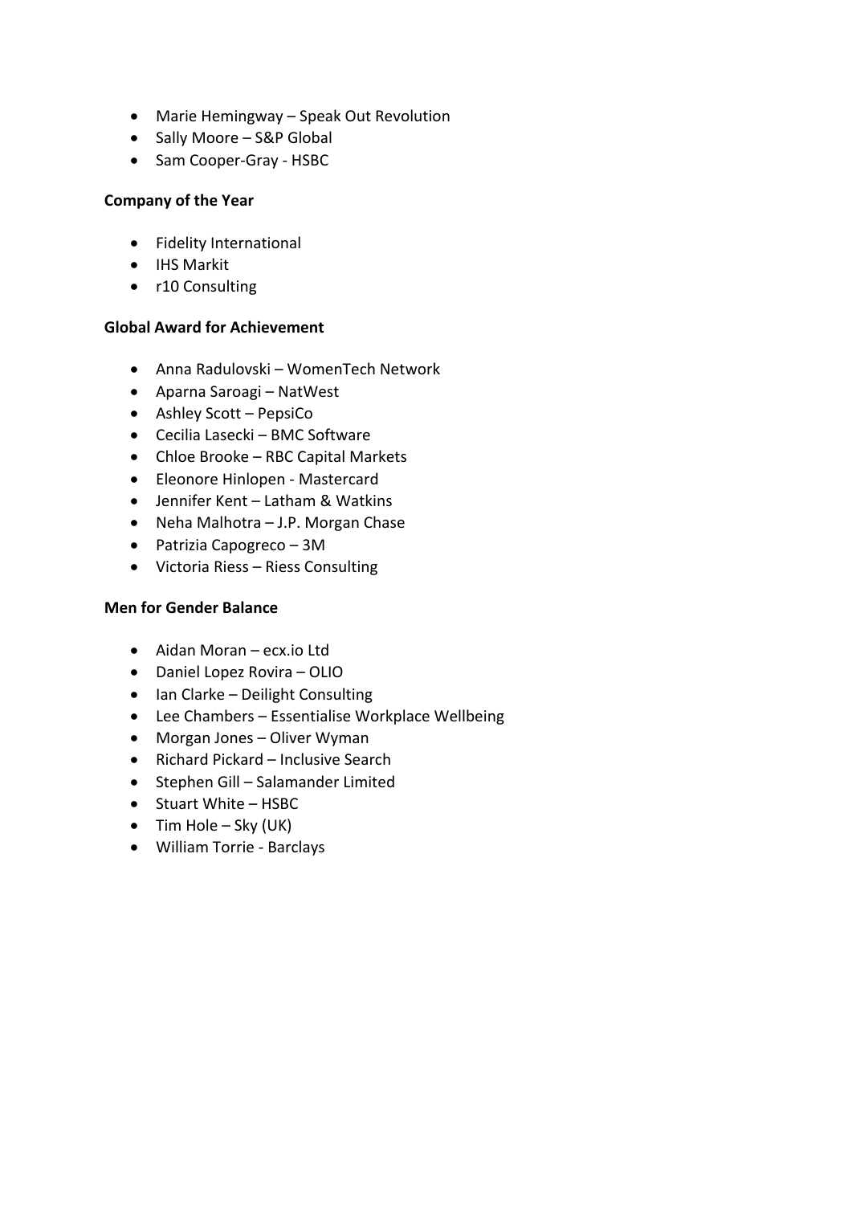- Marie Hemingway – Speak Out Revolution
- Sally Moore – S&P Global
- Sam Cooper-Gray - HSBC

**Company of the Year**

- Fidelity International
- IHS Markit
- r10 Consulting

**Global Award for Achievement**

- Anna Radulovski – WomenTech Network
- Aparna Saroagi – NatWest
- Ashley Scott – PepsiCo
- Cecilia Lasecki – BMC Software
- Chloe Brooke – RBC Capital Markets
- Eleonore Hinlopen - Mastercard
- Jennifer Kent – Latham & Watkins
- Neha Malhotra – J.P. Morgan Chase
- Patrizia Capogreco – 3M
- Victoria Riess – Riess Consulting

**Men for Gender Balance**

- Aidan Moran – ecx.io Ltd
- Daniel Lopez Rovira – OLIO
- Ian Clarke – Deilight Consulting
- Lee Chambers – Essentialise Workplace Wellbeing
- Morgan Jones – Oliver Wyman
- Richard Pickard – Inclusive Search
- Stephen Gill – Salamander Limited
- Stuart White – HSBC
- Tim Hole – Sky (UK)
- William Torrie - Barclays